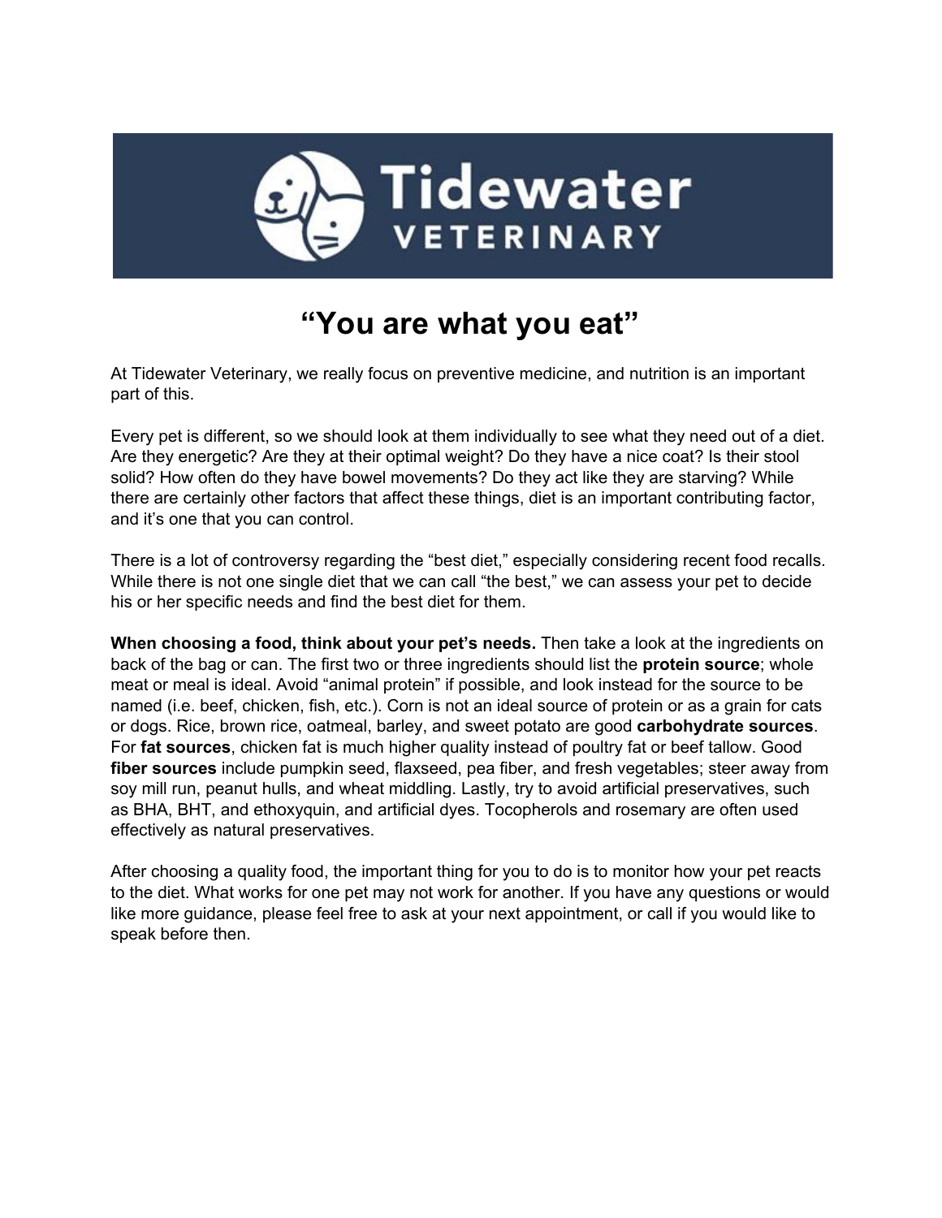# Tidewater VETERINARY

# "You are what you eat"

At Tidewater Veterinary, we really focus on preventive medicine, and nutrition is an important part of this.

Every pet is different, so we should look at them individually to see what they need out of a diet. Are they energetic? Are they at their optimal weight? Do they have a nice coat? Is their stool solid? How often do they have bowel movements? Do they act like they are starving? While there are certainly other factors that affect these things, diet is an important contributing factor, and it's one that you can control.

There is a lot of controversy regarding the "best diet," especially considering recent food recalls. While there is not one single diet that we can call "the best," we can assess your pet to decide his or her specific needs and find the best diet for them.

**When choosing a food, think about your pet's needs.** Then take a look at the ingredients on back of the bag or can. The first two or three ingredients should list the **protein source**; whole meat or meal is ideal. Avoid "animal protein" if possible, and look instead for the source to be named (i.e. beef, chicken, fish, etc.). Corn is not an ideal source of protein or as a grain for cats or dogs. Rice, brown rice, oatmeal, barley, and sweet potato are good **carbohydrate sources**. For **fat sources**, chicken fat is much higher quality instead of poultry fat or beef tallow. Good **fiber sources** include pumpkin seed, flaxseed, pea fiber, and fresh vegetables; steer away from soy mill run, peanut hulls, and wheat middling. Lastly, try to avoid artificial preservatives, such as BHA, BHT, and ethoxyquin, and artificial dyes. Tocopherols and rosemary are often used effectively as natural preservatives.

After choosing a quality food, the important thing for you to do is to monitor how your pet reacts to the diet. What works for one pet may not work for another. If you have any questions or would like more guidance, please feel free to ask at your next appointment, or call if you would like to speak before then.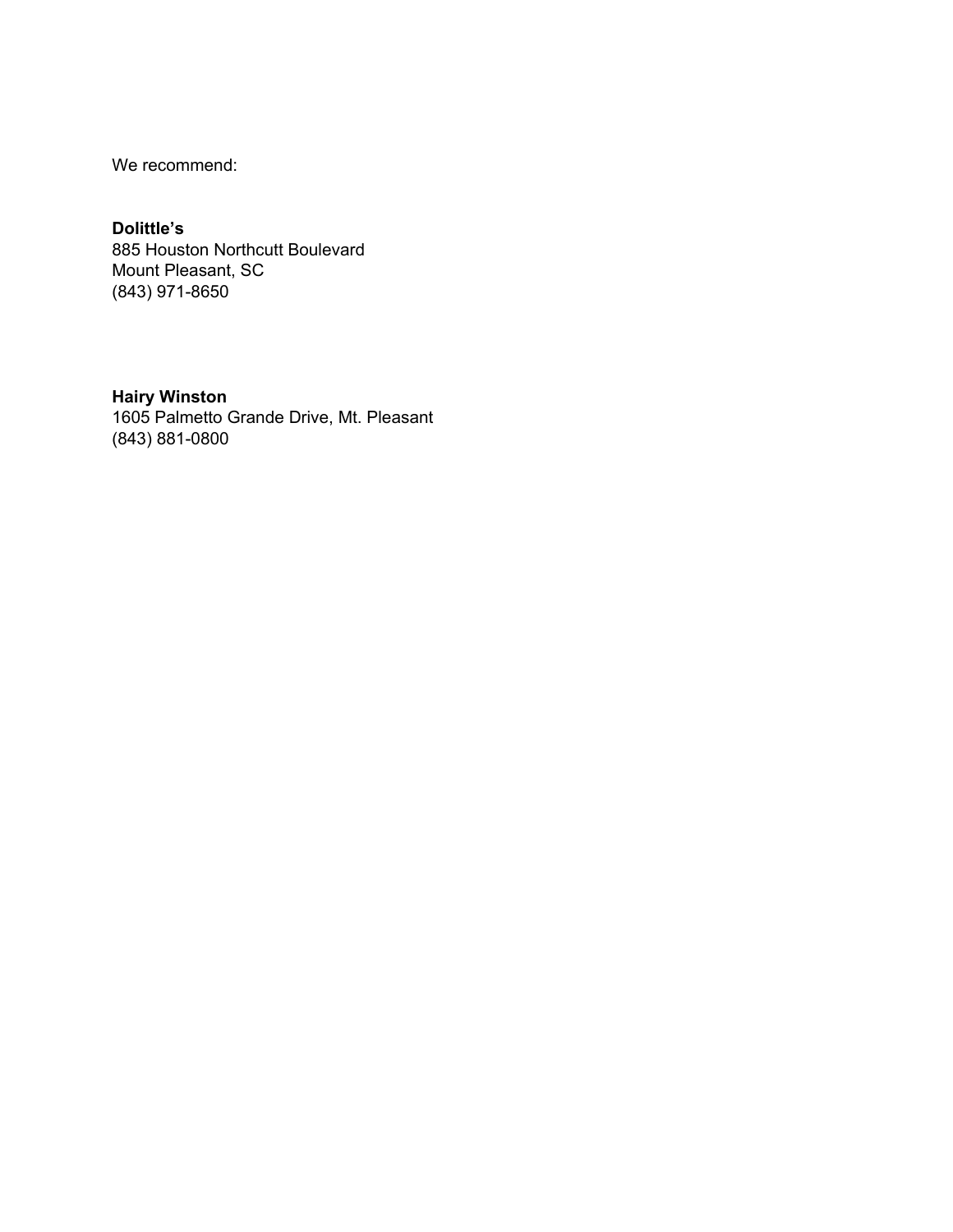We recommend:

**Dolittle's**
885 Houston Northcutt Boulevard
Mount Pleasant, SC
(843) 971-8650

**Hairy Winston**
1605 Palmetto Grande Drive, Mt. Pleasant
(843) 881-0800